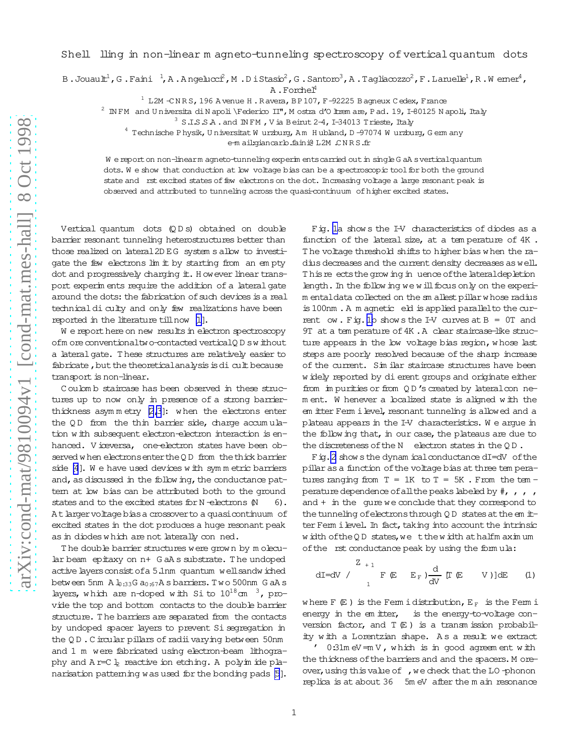# Shell filling in non-linear magneto-tunneling spectroscopy of vertical quantum dots

B. Jouault[1], G. Faini [1], A. Angelucci[2], M. Di Stasio[2], G. Santoro[3], A. Tagliacozzo[2], F. Laruelle[1], R. Werner[4], A. Forchel[4]

[1] L2M-CNRS, 196 Avenue H. Ravera, BP 107, F-92225 Bagneux Cedex, France
[2] INFM and Universita di Napoli "Federico II", Mostra d'Oltremare, Pad. 19, I-80125 Napoli, Italy
[3] S.I.S.S.A. and INFM, Via Beirut 2-4, I-34013 Trieste, Italy
[4] Technische Physik, Universitat Wurzburg, Am Hubland, D-97074 Wurzburg, Germany
e-mail:giancarlo.faini@L2M.CNRS.fr

We report on non-linear magneto-tunneling experiments carried out in single GaAs vertical quantum dots. We show that conduction at low voltage bias can be a spectroscopic tool for both the ground state and first excited states of few electrons on the dot. Increasing voltage a large resonant peak is observed and attributed to tunneling across the quasi-continuum of higher excited states.

Vertical quantum dots (QDs) obtained on double barrier resonant tunneling heterostructures better than those realized on lateral 2DEG systems allow to investigate the few electrons limit by starting from an empty dot and progressively charging it. However linear transport experiments require the addition of a lateral gate around the dots: the fabrication of such devices is a real technical difficulty and only few realizations have been reported in the literature till now [1].

We report here on new results in electron spectroscopy of more conventional two-contacted vertical QDs without a lateral gate. These structures are relatively easier to fabricate, but the theoretical analysis is difficult because transport is non-linear.

Coulomb staircase has been observed in these structures up to now only in presence of a strong barrier-thickness asymmetry [2,3]: when the electrons enter the QD from the thin barrier side, charge accumulation with subsequent electron-electron interaction is enhanced. Viceversa, one-electron states have been observed when electrons enter the QD from the thick barrier side [4]. We have used devices with symmetric barriers and, as discussed in the following, the conductance pattern at low bias can be attributed both to the ground states and to the excited states for N-electrons ($N \leq 6$). At larger voltage bias a crossover to a quasicontinuum of excited states in the dot produces a huge resonant peak as in diodes which are not laterally confined.

The double barrier structures were grown by molecular beam epitaxy on n+ GaAs substrate. The undoped active layers consist of a 5.1nm quantum well sandwiched between 5nm $Al_{0.33}Ga_{0.67}As$ barriers. Two 500nm GaAs layers, which are n-doped with Si to $10^{18}cm^{-3}$, provide the top and bottom contacts to the double barrier structure. The barriers are separated from the contacts by undoped spacer layers to prevent Si segregation in the QD. Circular pillars of radii varying between 50nm and 1 $\mu$m were fabricated using electron-beam lithography and $Ar$-$Cl_2$ reactive ion etching. A polyimide planarisation patterning was used for the bonding pads [5].

Fig. 1a shows the I-V characteristics of diodes as a function of the lateral size, at a temperature of 4K. The voltage threshold shifts to higher bias when the radius decreases and the current density decreases as well. This reflects the growing influence of the lateral depletion length. In the following we will focus only on the experimental data collected on the smallest pillar whose radius is 100nm. A magnetic field is applied parallel to the current flow. Fig. 1b shows the I-V curves at B = 0T and 9T at a temperature of 4K. A clear staircase-like structure appears in the low voltage bias region, whose last steps are poorly resolved because of the sharp increase of the current. Similar staircase structures have been widely reported by different groups and originate either from impurities or from QD's created by lateral confinement. Whenever a localized state is aligned with the emitter Fermi level, resonant tunneling is allowed and a plateau appears in the I-V characteristics. We argue in the following that, in our case, the plateaus are due to the discreteness of the N electron states in the QD.

Fig. 2 shows the dynamical conductance dI/dV of the pillar as a function of the voltage bias at three temperatures ranging from T = 1K to T = 5K. From the temperature dependence of all the peaks labeled by #, , , , and + in the figure we conclude that they correspond to the tunneling of electrons through QD states at the emitter Fermi level. In fact, taking into account the intrinsic width of the QD states, we fit the width at half maximum of the first conductance peak by using the formula:

$$dI/dV \propto \int_{-\infty}^{+\infty} F(E - E_F) \frac{d}{dV} [T(E - \alpha V)] dE \qquad (1)$$

where $F(E)$ is the Fermi distribution, $E_F$ is the Fermi energy in the emitter, $\alpha$ is the energy-to-voltage conversion factor, and $T(E)$ is a transmission probability with a Lorentzian shape. As a result we extract $\alpha \simeq 0.31$meV/mV, which is in good agreement with the thickness of the barriers and and the spacers. Moreover, using this value of $\alpha$, we check that the LO-phonon replica is at about $36 \pm 5$meV after the main resonance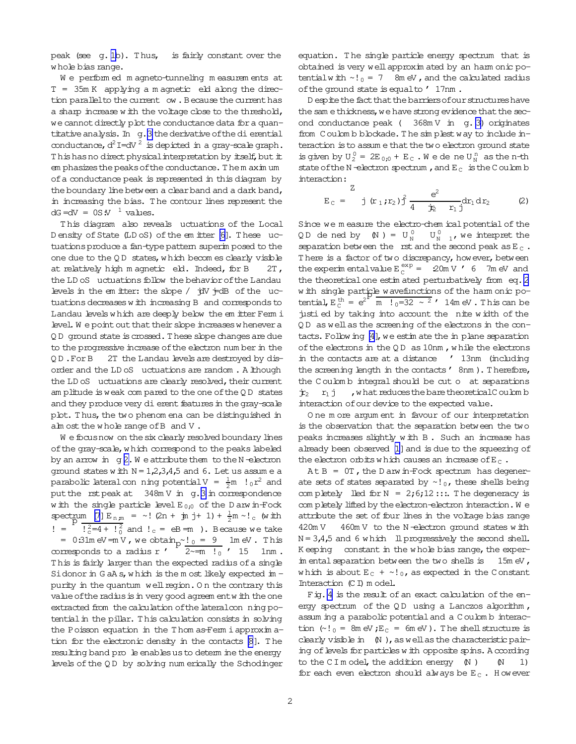peak (see fig. 1b). Thus, $\alpha$ is fairly constant over the whole bias range.

We performed magneto-tunneling measurements at $T = 35$mK applying a magnetic field along the direction parallel to the current flow. Because the current has a sharp increase with the voltage close to the threshold, we cannot directly plot the conductance data for a quantitative analysis. In fig. 3 the derivative of the differential conductance, $d^2I/dV^2$ is depicted in a gray-scale graph. This has no direct physical interpretation by itself, but it emphasizes the peaks of the conductance. The maximum of a conductance peak is represented in this diagram by the boundary line between a clear band and a dark band, in increasing the bias. The contour lines represent the $dG = dV = 0S/V^{-1}$ values.

This diagram also reveals fluctuations of the Local Density of State (LDoS) of the emitter [6]. These fluctuations produce a fan-type pattern superimposed to the one due to the QD states, which becomes clearly visible at relatively high magnetic field. Indeed, for $B \geq 2$T, the LDoS fluctuations follow the behavior of the Landau levels in the emitter: the slope $\propto |dV/dB|$ of the fluctuations decreases with increasing $B$ and corresponds to Landau levels which are deeply below the emitter Fermi level. We point out that their slope increases whenever a QD ground state is crossed. These slope changes are due to the progressive increase of the electron number in the QD. For $B \leq 2$T the Landau levels are destroyed by disorder and the LDoS fluctuations are random. Although the LDoS fluctuations are clearly resolved, their current amplitude is weak compared to the one of the QD states and they produce very different features in the gray-scale plot. Thus, the two phenomena can be distinguished in almost the whole range of $B$ and $V$.

We focus now on the six clearly resolved boundary lines of the gray-scale, which correspond to the peaks labeled by an arrow in fig 2. We attribute them to the $N$-electron ground states with $N = 1,2,3,4,5$ and 6. Let us assume a parabolic lateral confining potential $V = \frac{1}{2}m^*\omega_0 r^2$ and put the first peak at $\simeq 348$mV in fig. 3 in correspondence with the single particle level $E_{0;0}$ of the Darwin-Fock spectrum [7] $E_{n;m} = \hbar\omega(2n + |m| + 1) + \frac{1}{2}m\hbar\omega_c$ (with $\omega = \sqrt{\omega_c^2/4 + \omega_0^2}$ and $\omega_c = eB/m^*$). Because we take $\alpha = 0.31$meV/mV, we obtain $\hbar\omega_0 = 9 \pm 1$meV. This corresponds to a radius $r \simeq \sqrt{2\hbar/m^*\omega_0} \simeq 15 \pm 1$nm. This is fairly larger than the expected radius of a single Si donor in GaAs, which is the most likely expected impurity in the quantum well region. On the contrary this value of the radius is in very good agreement with the one extracted from the calculation of the lateral confining potential in the pillar. This calculation consists in solving the Poisson equation in the Thomas-Fermi approximation for the electronic density in the contacts [8]. The resulting band profile enables us to determine the energy levels of the QD by solving numerically the Schrödinger equation. The single particle energy spectrum that is obtained is very well approximated by an harmonic potential with $\hbar\omega_0 = 7 - 8$meV, and the calculated radius of the ground state is equal to $\simeq 17$nm.

Despite the fact that the barriers of our structures have the same thickness, we have strong evidence that the second conductance peak ($\simeq 368$mV in fig. 3) originates from Coulomb blockade. The simplest way to include interaction is to assume that the two electron ground state is given by $U_2^0 = 2E_{0;0} + E_C$. We define $U_N^n$ as the n-th state of the N-electron spectrum, and $E_C$ is the Coulomb interaction:

$$E_C = \int |\psi(r_1;r_2)|^2 \frac{e^2}{4\pi\epsilon|r_2 - r_1|} dr_1 dr_2 \qquad (2)$$

Since we measure the electro-chemical potential of the QD defined by $\mu(N) = U_N^0 - U_{N-1}^0$, we interpret the separation between the first and the second peak as $E_C$. There is a factor of two discrepancy, however, between the experimental value $E_C^{exp} = \alpha\, 20$mV $\simeq 6 - 7$meV and the theoretical one estimated perturbatively from eq. 2 with single particle wavefunctions of the harmonic potential, $E_C^{th} = e^2\sqrt{m^*\omega_0/32\pi\hbar\epsilon^2} \simeq 14$meV. This can be justified by taking into account the finite width of the QD as well as the screening of the electrons in the contacts. Following [4], we estimate the in plane separation of the electrons in the QD as 10nm, while the electrons in the contacts are at a distance $\simeq 13$nm (including the screening length in the contacts $\simeq 8$nm). Therefore, the Coulomb integral should be cut off at separations $|r_2 - r_1| \geq$, what reduces the bare theoretical Coulomb interaction of our device to the expected value.

One more argument in favour of our interpretation is the observation that the separation between the two peaks increases slightly with $B$. Such an increase has already been observed [1] and is due to the squeezing of the electron orbits which causes an increase of $E_C$.

At $B = 0$T, the Darwin-Fock spectrum has degenerate sets of states separated by $\hbar\omega_0$, these shells being completely filled for $N = 2;6;12\ldots$. The degeneracy is completely lifted by the electron-electron interaction. We attribute the set of four lines in the voltage bias range $420$mV $- 460$mV to the $N$-electron ground states with $N = 3,4,5$ and 6 which fill progressively the second shell. Keeping $\alpha$ constant in the whole bias range, the experimental separation between the two shells is $\simeq 15$meV, which is about $E_C + \hbar\omega_0$, as expected in the Constant Interaction (CI) model.

Fig. 4 is the result of an exact calculation of the energy spectrum of the QD using a Lanczos algorithm, assuming a parabolic potential and a Coulomb interaction ($\hbar\omega_0 = 8$meV; $E_C = 6$meV). The shell structure is clearly visible in $\mu(N)$, as well as the characteristic pairing of levels for particles with opposite spins. According to the CI model, the addition energy $\mu(N) - \mu(N-1)$ for each even electron should always be $E_C$. However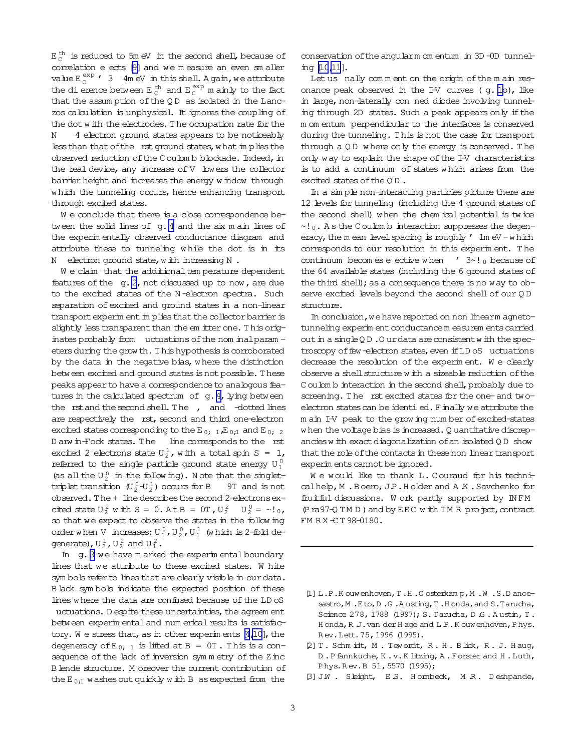$E_C^{th}$ is reduced to 5meV in the second shell, because of correlation effects [9] and we measure an even smaller value $E_C^{exp} \simeq 3-4$meV in this shell. Again, we attribute the difference between $E_C^{th}$ and $E_C^{exp}$ mainly to the fact that the assumption of the QD as isolated in the Lanczos calculation is unphysical. It ignores the coupling of the dot with the electrodes. The occupation rate for the $N \geq 4$ electron ground states appears to be noticeably less than that of the first ground states, what implies the observed reduction of the Coulomb blockade. Indeed, in the real device, any increase of V lowers the collector barrier height and increases the energy window through which the tunneling occurs, hence enhancing transport through excited states.

We conclude that there is a close correspondence between the solid lines of fig. 4 and the six main lines of the experimentally observed conductance diagram and attribute these to tunneling while the dot is in its N electron ground state, with increasing N.

We claim that the additional temperature dependent features of the fig. 2, not discussed up to now, are due to the excited states of the N-electron spectra. Such separation of excited and ground states in a non-linear transport experiment implies that the collector barrier is slightly less transparent than the emitter one. This originates probably from fluctuations of the nominal parameters during the growth. This hypothesis is corroborated by the data in the negative bias, where the distinction between excited and ground states is not possible. These peaks appear to have a correspondence to analogous features in the calculated spectrum of fig. 4, lying between the first and the second shell. The , and -dotted lines are respectively the first, second and third one-electron excited states corresponding to the $E_{0;-1}$, $E_{0;1}$ and $E_{0;-2}$ Darwin-Fock states. The line corresponds to the first excited 2 electrons state $U_2^1$, with a total spin $S = 1$, referred to the single particle ground state energy $U_1^0$ (as all the $U_2^n$ in the following). Note that the singlet-triplet transition ($U_2^0$-$U_2^1$) occurs for $B \simeq 9$T and is not observed. The + line describes the second 2-electrons excited state $U_2^2$ with $S = 0$. At $B = 0$T, $U_2^2 - U_2^0 = \hbar\omega_0$, so that we expect to observe the states in the following order when V increases: $U_1^0$, $U_2^0$, $U_1^1$ (which is 2-fold degenerate), $U_2^1$, $U_2^2$ and $U_1^2$.

In fig. 3 we have marked the experimental boundary lines that we attribute to these excited states. White symbols refer to lines that are clearly visible in our data. Black symbols indicate the expected position of these lines where the data are confused because of the LDoS fluctuations. Despite these uncertainties, the agreement between experimental and numerical results is satisfactory. We stress that, as in other experiments [4,10], the degeneracy of $E_{0;-1}$ is lifted at $B = 0$T. This is a consequence of the lack of inversion symmetry of the Zinc Blende structure. Moreover the current contribution of the $E_{0;1}$ washes out quickly with B as expected from the conservation of the angular momentum in 3D-0D tunneling [10,11].

Let us finally comment on the origin of the main resonance peak observed in the I-V curves (fig. 1b), like in large, non-laterally confined diodes involving tunneling through 2D states. Such a peak appears only if the momentum perpendicular to the interfaces is conserved during the tunneling. This is not the case for transport through a QD where only the energy is conserved. The only way to explain the shape of the I-V characteristics is to add a continuum of states which arises from the excited states of the QD.

In a simple non-interacting particles picture there are 12 levels for tunneling (including the 4 ground states of the second shell) when the chemical potential is twice $\hbar\omega_0$. As the Coulomb interaction suppresses the degeneracy, the mean level spacing is roughly $\simeq$ 1meV - which corresponds to our resolution in this experiment. The continuum becomes effective when $\simeq 3\hbar\omega_0$ because of the 64 available states (including the 6 ground states of the third shell); as a consequence there is no way to observe excited levels beyond the second shell of our QD structure.

In conclusion, we have reported on non linear magnetotunneling experiment conductance measurements carried out in a single QD. Our data are consistent with the spectroscopy of few-electron states, even if LDoS fluctuations decrease the resolution of the experiment. We clearly observe a shell structure with a sizeable reduction of the Coulomb interaction in the second shell, probably due to screening. The first excited states for the one- and two-electron states can be identified. Finally we attribute the main I-V peak to the growing number of excited-states when the voltage bias is increased. Quantitative discrepancies with exact diagonalization of an isolated QD show that the role of the contacts in these non linear transport experiments cannot be ignored.

We would like to thank L. Couraud for his technical help, M. Boero, J.P. Holder and A.K. Savchenko for fruitful discussions. Work partly supported by INFM (Pra97-QTMD) and by EEC with TMR project, contract FMRX-CT98-0180.

---

[1] L.P. Kouwenhoven, T.H. Oosterkamp, M.W.S. Danoesastro, M. Eto, D.G. Austing, T. Honda, and S. Tarucha, Science 278, 1788 (1997); S. Tarucha, D.G. Austin, T. Honda, R.J. van der Hage and L.P. Kouwenhoven, Phys. Rev. Lett. 75, 1996 (1995).

[2] T. Schmidt, M. Tewordt, R.H. Blick, R.J. Haug, D. Pfannkuche, K.v. Klitzing, A. Forster and H. Luth, Phys. Rev. B 51, 5570 (1995);

[3] J.W. Sleight, E.S. Hornbeck, M.R. Deshpande,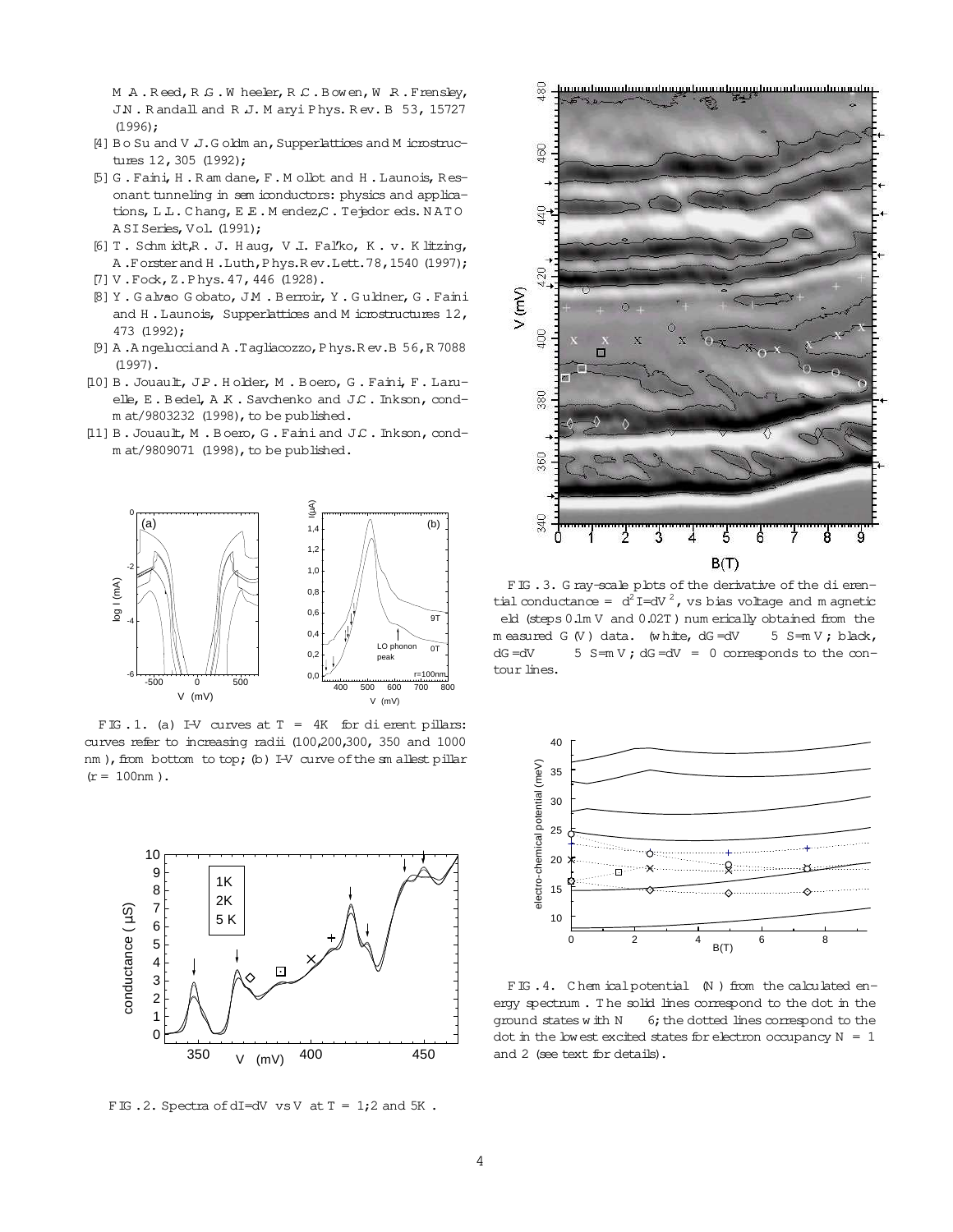M. A. Reed, R. G. Wheeler, R. C. Bowen, W. R. Frensley, J. N. Randall and R. J. Maryi Phys. Rev. B 53, 15727 (1996);

[4] Bo Su and V. J. Goldman, Supperlattices and Microstructures 12, 305 (1992);

[5] G. Faini, H. Ramdane, F. Mollot and H. Launois, Resonant tunneling in semiconductors: physics and applications, L. L. Chang, E. E. Mendez, C. Tejedor eds. NATO ASI Series, Vol. (1991);

[6] T. Schmidt, R. J. Haug, V. I. Fal'ko, K. v. Klitzing, A. Forster and H. Luth, Phys. Rev. Lett. 78, 1540 (1997);

[7] V. Fock, Z. Phys. 47, 446 (1928).

[8] Y. Galvao Gobato, J. M. Berroir, Y. Guldner, G. Faini and H. Launois, Supperlattices and Microstructures 12, 473 (1992);

[9] A. Angelucci and A. Tagliacozzo, Phys. Rev. B 56, R7088 (1997).

[10] B. Jouault, J. P. Holder, M. Boero, G. Faini, F. Laruelle, E. Bedel, A. K. Savchenko and J. C. Inkson, cond-mat/9803232 (1998), to be published.

[11] B. Jouault, M. Boero, G. Faini and J. C. Inkson, cond-mat/9809071 (1998), to be published.

(a)
log I (mA)
0
-2
-4
-6
-500 0 500
V (mV)

(b)
I(μA)
1,4
1,2
1,0
0,8
0,6
0,4
0,2
0,0
9T
0T
LO phonon peak
r=100nm
400 500 600 700 800
V (mV)

FIG. 1. (a) I-V curves at T = 4K for different pillars: curves refer to increasing radii (100,200,300, 350 and 1000 nm), from bottom to top; (b) I-V curve of the smallest pillar (r = 100nm).

conductance (μS)
10
9
8
7
6
5
4
3
2
1
0
1K
2K
5K
350 V (mV) 400 450

FIG. 2. Spectra of dI/dV vs V at T = 1, 2 and 5K.

V (mV)
480
460
440
420
400
380
360
340
0 1 2 3 4 5 6 7 8 9
B(T)

FIG. 3. Gray-scale plots of the derivative of the differential conductance = $d^2I/dV^2$, vs bias voltage and magnetic field (steps 0.1mV and 0.02T) numerically obtained from the measured G(V) data. (white, $dG/dV \geq 5$ S/mV; black, $dG/dV \leq -5$ S/mV; $dG/dV = 0$ corresponds to the contour lines.

electro-chemical potential (meV)
40
35
30
25
20
15
10
0 2 4 6 8
B(T)

FIG. 4. Chemical potential $\mu(N)$ from the calculated energy spectrum. The solid lines correspond to the dot in the ground states with $N \leq 6$; the dotted lines correspond to the dot in the lowest excited states for electron occupancy N = 1 and 2 (see text for details).